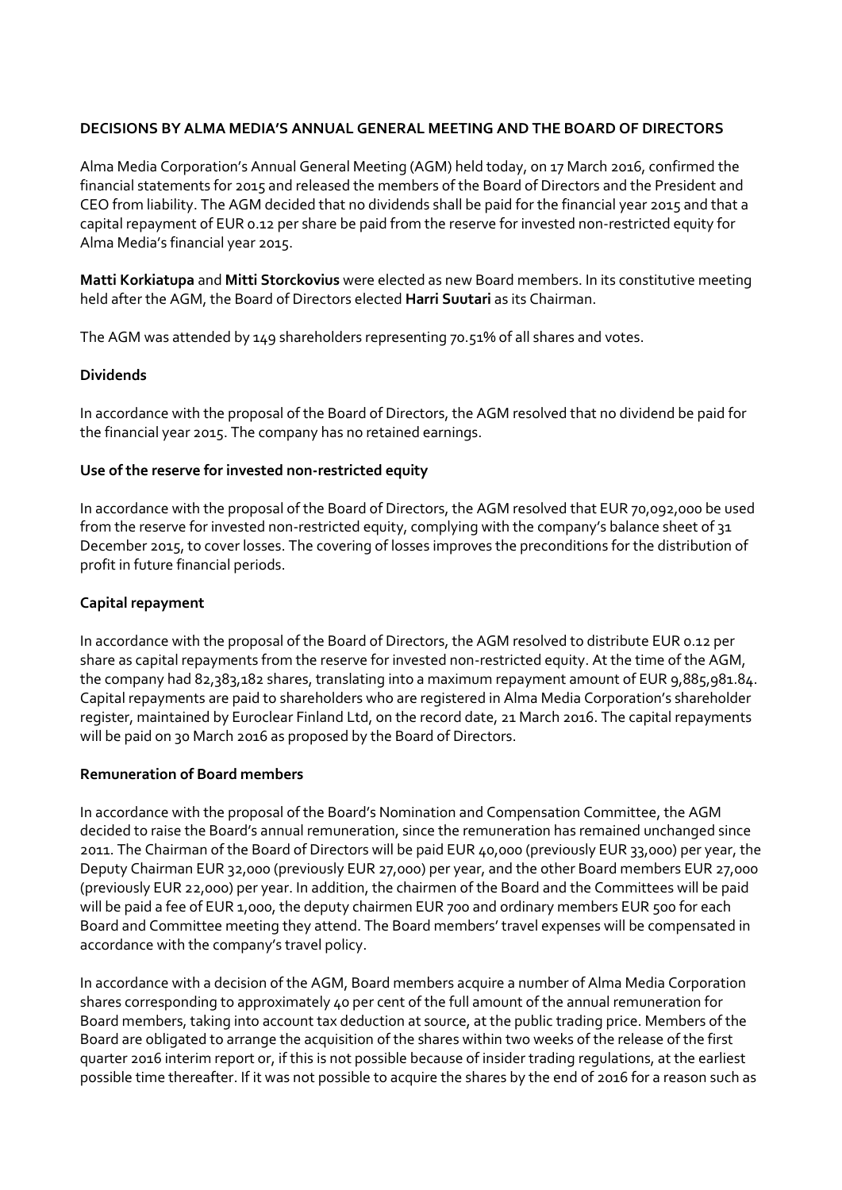**DECISIONS BY ALMA MEDIA'S ANNUAL GENERAL MEETING AND THE BOARD OF DIRECTORS**

Alma Media Corporation's Annual General Meeting (AGM) held today, on 17 March 2016, confirmed the financial statements for 2015 and released the members of the Board of Directors and the President and CEO from liability. The AGM decided that no dividends shall be paid for the financial year 2015 and that a capital repayment of EUR 0.12 per share be paid from the reserve for invested non-restricted equity for Alma Media's financial year 2015.

**Matti Korkiatupa** and **Mitti Storckovius** were elected as new Board members. In its constitutive meeting held after the AGM, the Board of Directors elected **Harri Suutari** as its Chairman.

The AGM was attended by 149 shareholders representing 70.51% of all shares and votes.

**Dividends**

In accordance with the proposal of the Board of Directors, the AGM resolved that no dividend be paid for the financial year 2015. The company has no retained earnings.

**Use of the reserve for invested non-restricted equity**

In accordance with the proposal of the Board of Directors, the AGM resolved that EUR 70,092,000 be used from the reserve for invested non-restricted equity, complying with the company's balance sheet of 31 December 2015, to cover losses. The covering of losses improves the preconditions for the distribution of profit in future financial periods.

**Capital repayment**

In accordance with the proposal of the Board of Directors, the AGM resolved to distribute EUR 0.12 per share as capital repayments from the reserve for invested non-restricted equity. At the time of the AGM, the company had 82,383,182 shares, translating into a maximum repayment amount of EUR 9,885,981.84. Capital repayments are paid to shareholders who are registered in Alma Media Corporation's shareholder register, maintained by Euroclear Finland Ltd, on the record date, 21 March 2016. The capital repayments will be paid on 30 March 2016 as proposed by the Board of Directors.

**Remuneration of Board members**

In accordance with the proposal of the Board's Nomination and Compensation Committee, the AGM decided to raise the Board's annual remuneration, since the remuneration has remained unchanged since 2011. The Chairman of the Board of Directors will be paid EUR 40,000 (previously EUR 33,000) per year, the Deputy Chairman EUR 32,000 (previously EUR 27,000) per year, and the other Board members EUR 27,000 (previously EUR 22,000) per year. In addition, the chairmen of the Board and the Committees will be paid will be paid a fee of EUR 1,000, the deputy chairmen EUR 700 and ordinary members EUR 500 for each Board and Committee meeting they attend. The Board members' travel expenses will be compensated in accordance with the company's travel policy.

In accordance with a decision of the AGM, Board members acquire a number of Alma Media Corporation shares corresponding to approximately 40 per cent of the full amount of the annual remuneration for Board members, taking into account tax deduction at source, at the public trading price. Members of the Board are obligated to arrange the acquisition of the shares within two weeks of the release of the first quarter 2016 interim report or, if this is not possible because of insider trading regulations, at the earliest possible time thereafter. If it was not possible to acquire the shares by the end of 2016 for a reason such as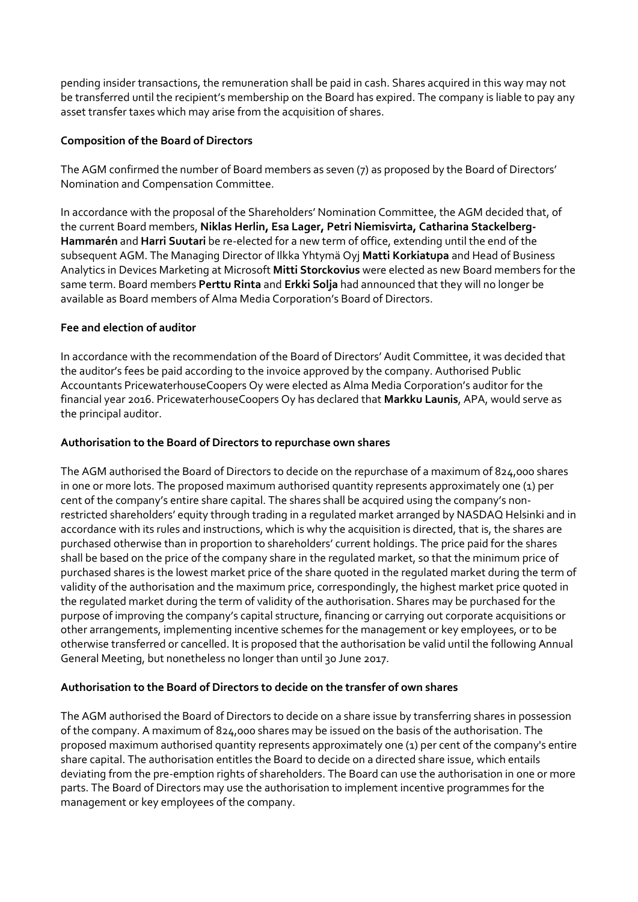pending insider transactions, the remuneration shall be paid in cash. Shares acquired in this way may not be transferred until the recipient's membership on the Board has expired. The company is liable to pay any asset transfer taxes which may arise from the acquisition of shares.

**Composition of the Board of Directors**

The AGM confirmed the number of Board members as seven (7) as proposed by the Board of Directors' Nomination and Compensation Committee.

In accordance with the proposal of the Shareholders' Nomination Committee, the AGM decided that, of the current Board members, **Niklas Herlin, Esa Lager, Petri Niemisvirta, Catharina Stackelberg-Hammarén** and **Harri Suutari** be re-elected for a new term of office, extending until the end of the subsequent AGM. The Managing Director of Ilkka Yhtymä Oyj **Matti Korkiatupa** and Head of Business Analytics in Devices Marketing at Microsoft **Mitti Storckovius** were elected as new Board members for the same term. Board members **Perttu Rinta** and **Erkki Solja** had announced that they will no longer be available as Board members of Alma Media Corporation's Board of Directors.

**Fee and election of auditor**

In accordance with the recommendation of the Board of Directors' Audit Committee, it was decided that the auditor's fees be paid according to the invoice approved by the company. Authorised Public Accountants PricewaterhouseCoopers Oy were elected as Alma Media Corporation's auditor for the financial year 2016. PricewaterhouseCoopers Oy has declared that **Markku Launis**, APA, would serve as the principal auditor.

**Authorisation to the Board of Directors to repurchase own shares**

The AGM authorised the Board of Directors to decide on the repurchase of a maximum of 824,000 shares in one or more lots. The proposed maximum authorised quantity represents approximately one (1) per cent of the company's entire share capital. The shares shall be acquired using the company's non-restricted shareholders' equity through trading in a regulated market arranged by NASDAQ Helsinki and in accordance with its rules and instructions, which is why the acquisition is directed, that is, the shares are purchased otherwise than in proportion to shareholders' current holdings. The price paid for the shares shall be based on the price of the company share in the regulated market, so that the minimum price of purchased shares is the lowest market price of the share quoted in the regulated market during the term of validity of the authorisation and the maximum price, correspondingly, the highest market price quoted in the regulated market during the term of validity of the authorisation. Shares may be purchased for the purpose of improving the company's capital structure, financing or carrying out corporate acquisitions or other arrangements, implementing incentive schemes for the management or key employees, or to be otherwise transferred or cancelled. It is proposed that the authorisation be valid until the following Annual General Meeting, but nonetheless no longer than until 30 June 2017.

**Authorisation to the Board of Directors to decide on the transfer of own shares**

The AGM authorised the Board of Directors to decide on a share issue by transferring shares in possession of the company. A maximum of 824,000 shares may be issued on the basis of the authorisation. The proposed maximum authorised quantity represents approximately one (1) per cent of the company's entire share capital. The authorisation entitles the Board to decide on a directed share issue, which entails deviating from the pre-emption rights of shareholders. The Board can use the authorisation in one or more parts. The Board of Directors may use the authorisation to implement incentive programmes for the management or key employees of the company.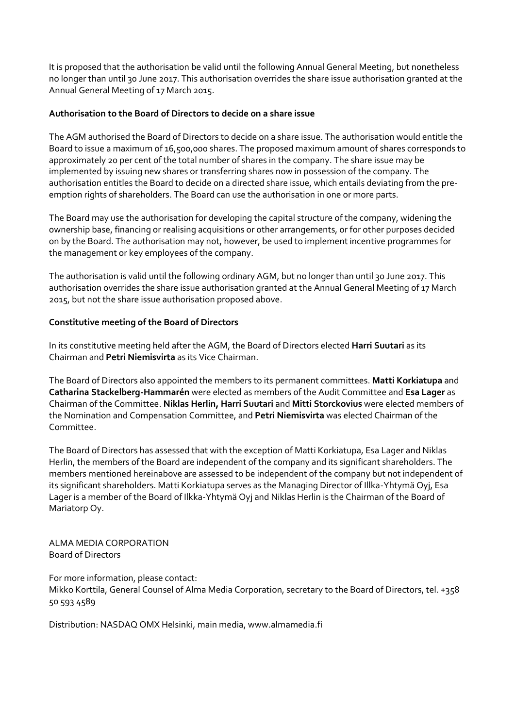It is proposed that the authorisation be valid until the following Annual General Meeting, but nonetheless no longer than until 30 June 2017. This authorisation overrides the share issue authorisation granted at the Annual General Meeting of 17 March 2015.

**Authorisation to the Board of Directors to decide on a share issue**

The AGM authorised the Board of Directors to decide on a share issue. The authorisation would entitle the Board to issue a maximum of 16,500,000 shares. The proposed maximum amount of shares corresponds to approximately 20 per cent of the total number of shares in the company. The share issue may be implemented by issuing new shares or transferring shares now in possession of the company. The authorisation entitles the Board to decide on a directed share issue, which entails deviating from the pre-emption rights of shareholders. The Board can use the authorisation in one or more parts.

The Board may use the authorisation for developing the capital structure of the company, widening the ownership base, financing or realising acquisitions or other arrangements, or for other purposes decided on by the Board. The authorisation may not, however, be used to implement incentive programmes for the management or key employees of the company.

The authorisation is valid until the following ordinary AGM, but no longer than until 30 June 2017. This authorisation overrides the share issue authorisation granted at the Annual General Meeting of 17 March 2015, but not the share issue authorisation proposed above.

**Constitutive meeting of the Board of Directors**

In its constitutive meeting held after the AGM, the Board of Directors elected **Harri Suutari** as its Chairman and **Petri Niemisvirta** as its Vice Chairman.

The Board of Directors also appointed the members to its permanent committees. **Matti Korkiatupa** and **Catharina Stackelberg-Hammarén** were elected as members of the Audit Committee and **Esa Lager** as Chairman of the Committee. **Niklas Herlin, Harri Suutari** and **Mitti Storckovius** were elected members of the Nomination and Compensation Committee, and **Petri Niemisvirta** was elected Chairman of the Committee.

The Board of Directors has assessed that with the exception of Matti Korkiatupa, Esa Lager and Niklas Herlin, the members of the Board are independent of the company and its significant shareholders. The members mentioned hereinabove are assessed to be independent of the company but not independent of its significant shareholders. Matti Korkiatupa serves as the Managing Director of Illka-Yhtymä Oyj, Esa Lager is a member of the Board of Ilkka-Yhtymä Oyj and Niklas Herlin is the Chairman of the Board of Mariatorp Oy.

ALMA MEDIA CORPORATION
Board of Directors

For more information, please contact:
Mikko Korttila, General Counsel of Alma Media Corporation, secretary to the Board of Directors, tel. +358 50 593 4589

Distribution: NASDAQ OMX Helsinki, main media, www.almamedia.fi